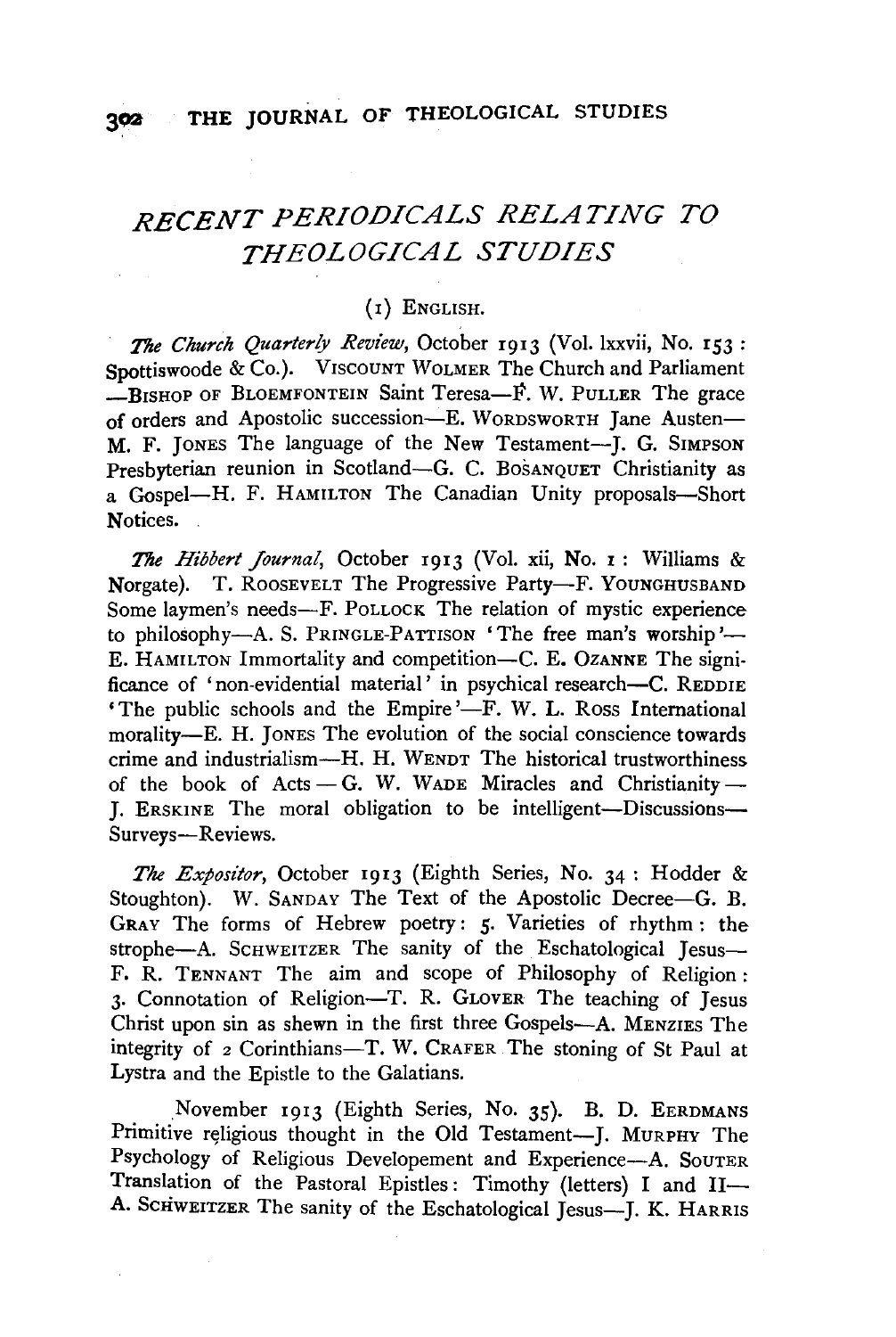## RECENT PERIODICALS RELATING TO THEOLOGICAL STUDIES

### (1) ENGLISH.

*The Church Quarterly Review*, October 1913 (Vol. lxxvii, No. 153 : Spottiswoode & Co.). VISCOUNT WOLMER The Church and Parliament —BISHOP OF BLOEMFONTEIN Saint Teresa—F. W. PULLER The grace of orders and Apostolic succession—E. WORDSWORTH Jane Austen—M. F. JONES The language of the New Testament—J. G. SIMPSON Presbyterian reunion in Scotland—G. C. BOSANQUET Christianity as a Gospel—H. F. HAMILTON The Canadian Unity proposals—Short Notices.

*The Hibbert Journal*, October 1913 (Vol. xii, No. 1 : Williams & Norgate). T. ROOSEVELT The Progressive Party—F. YOUNGHUSBAND Some laymen's needs—F. POLLOCK The relation of mystic experience to philosophy—A. S. PRINGLE-PATTISON 'The free man's worship'—E. HAMILTON Immortality and competition—C. E. OZANNE The significance of 'non-evidential material' in psychical research—C. REDDIE 'The public schools and the Empire'—F. W. L. ROSS International morality—E. H. JONES The evolution of the social conscience towards crime and industrialism—H. H. WENDT The historical trustworthiness of the book of Acts — G. W. WADE Miracles and Christianity — J. ERSKINE The moral obligation to be intelligent—Discussions—Surveys—Reviews.

*The Expositor*, October 1913 (Eighth Series, No. 34 : Hodder & Stoughton). W. SANDAY The Text of the Apostolic Decree—G. B. GRAY The forms of Hebrew poetry: 5. Varieties of rhythm: the strophe—A. SCHWEITZER The sanity of the Eschatological Jesus—F. R. TENNANT The aim and scope of Philosophy of Religion: 3. Connotation of Religion—T. R. GLOVER The teaching of Jesus Christ upon sin as shewn in the first three Gospels—A. MENZIES The integrity of 2 Corinthians—T. W. CRAFER The stoning of St Paul at Lystra and the Epistle to the Galatians.

November 1913 (Eighth Series, No. 35). B. D. EERDMANS Primitive religious thought in the Old Testament—J. MURPHY The Psychology of Religious Developement and Experience—A. SOUTER Translation of the Pastoral Epistles: Timothy (letters) I and II—A. SCHWEITZER The sanity of the Eschatological Jesus—J. K. HARRIS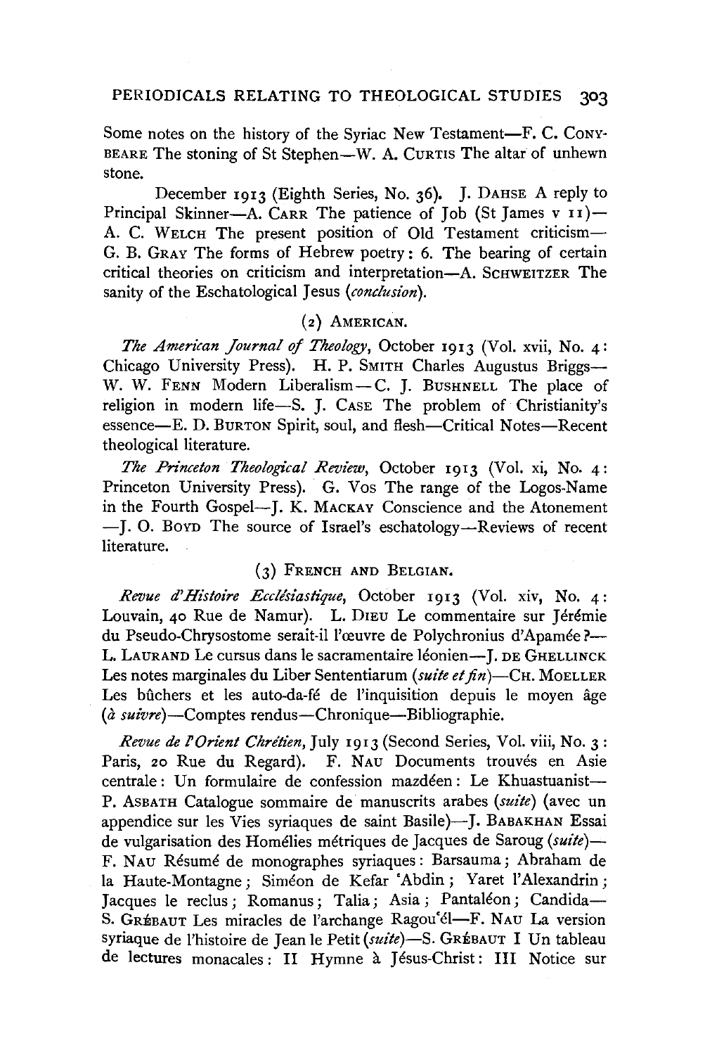Some notes on the history of the Syriac New Testament—F. C. CONYBEARE The stoning of St Stephen—W. A. CURTIS The altar of unhewn stone.

December 1913 (Eighth Series, No. 36). J. DAHSE A reply to Principal Skinner—A. CARR The patience of Job (St James v 11)—A. C. WELCH The present position of Old Testament criticism—G. B. GRAY The forms of Hebrew poetry: 6. The bearing of certain critical theories on criticism and interpretation—A. SCHWEITZER The sanity of the Eschatological Jesus (*conclusion*).

## (2) AMERICAN.

*The American Journal of Theology*, October 1913 (Vol. xvii, No. 4: Chicago University Press). H. P. SMITH Charles Augustus Briggs—W. W. FENN Modern Liberalism—C. J. BUSHNELL The place of religion in modern life—S. J. CASE The problem of Christianity's essence—E. D. BURTON Spirit, soul, and flesh—Critical Notes—Recent theological literature.

*The Princeton Theological Review*, October 1913 (Vol. xi, No. 4: Princeton University Press). G. VOS The range of the Logos-Name in the Fourth Gospel—J. K. MACKAY Conscience and the Atonement—J. O. BOYD The source of Israel's eschatology—Reviews of recent literature.

## (3) FRENCH AND BELGIAN.

*Revue d'Histoire Ecclésiastique*, October 1913 (Vol. xiv, No. 4: Louvain, 40 Rue de Namur). L. DIEU Le commentaire sur Jérémie du Pseudo-Chrysostome serait-il l'œuvre de Polychronius d'Apamée?—L. LAURAND Le cursus dans le sacramentaire léonien—J. DE GHELLINCK Les notes marginales du Liber Sententiarum (*suite et fin*)—CH. MOELLER Les bûchers et les auto-da-fé de l'inquisition depuis le moyen âge (*à suivre*)—Comptes rendus—Chronique—Bibliographie.

*Revue de l'Orient Chrétien*, July 1913 (Second Series, Vol. viii, No. 3: Paris, 20 Rue du Regard). F. NAU Documents trouvés en Asie centrale: Un formulaire de confession mazdéen: Le Khuastuanist—P. ASBATH Catalogue sommaire de manuscrits arabes (*suite*) (avec un appendice sur les Vies syriaques de saint Basile)—J. BABAKHAN Essai de vulgarisation des Homélies métriques de Jacques de Saroug (*suite*)—F. NAU Résumé de monographes syriaques: Barsauma; Abraham de la Haute-Montagne; Siméon de Kefar ʿAbdin; Yaret l'Alexandrin; Jacques le reclus; Romanus; Talia; Asia; Pantaléon; Candida—S. GRÉBAUT Les miracles de l'archange Ragouʿél—F. NAU La version syriaque de l'histoire de Jean le Petit (*suite*)—S. GRÉBAUT I Un tableau de lectures monacales: II Hymne à Jésus-Christ: III Notice sur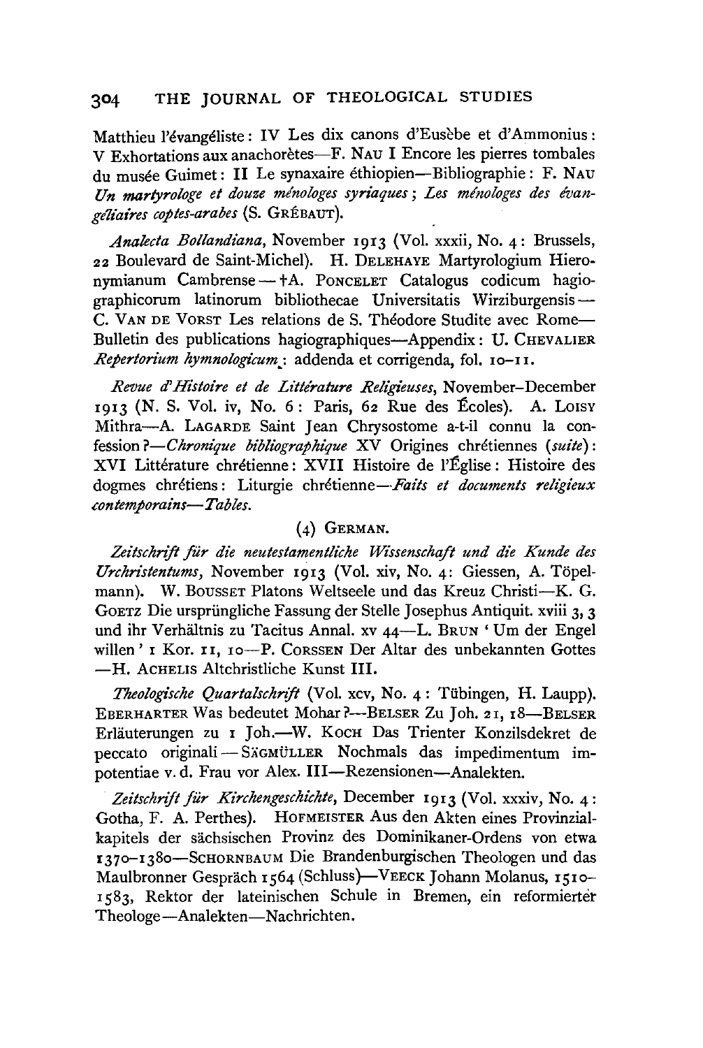Matthieu l'évangéliste : IV Les dix canons d'Eusèbe et d'Ammonius : V Exhortations aux anachorètes—F. NAU I Encore les pierres tombales du musée Guimet : II Le synaxaire éthiopien—Bibliographie : F. NAU *Un martyrologe et douze ménologes syriaques* ; *Les ménologes des évangéliaires coptes-arabes* (S. GRÉBAUT).

*Analecta Bollandiana*, November 1913 (Vol. xxxii, No. 4 : Brussels, 22 Boulevard de Saint-Michel). H. DELEHAYE Martyrologium Hieronymianum Cambrense — †A. PONCELET Catalogus codicum hagiographicorum latinorum bibliothecae Universitatis Wirziburgensis — C. VAN DE VORST Les relations de S. Théodore Studite avec Rome—Bulletin des publications hagiographiques—Appendix : U. CHEVALIER *Repertorium hymnologicum* : addenda et corrigenda, fol. 10–11.

*Revue d'Histoire et de Littérature Religieuses*, November–December 1913 (N. S. Vol. iv, No. 6 : Paris, 62 Rue des Écoles). A. LOISY Mithra—A. LAGARDE Saint Jean Chrysostome a-t-il connu la confession ?—*Chronique bibliographique* XV Origines chrétiennes (*suite*) : XVI Littérature chrétienne : XVII Histoire de l'Église : Histoire des dogmes chrétiens : Liturgie chrétienne—*Faits et documents religieux contemporains*—*Tables*.

## (4) GERMAN.

*Zeitschrift für die neutestamentliche Wissenschaft und die Kunde des Urchristentums*, November 1913 (Vol. xiv, No. 4 : Giessen, A. Töpelmann). W. BOUSSET Platons Weltseele und das Kreuz Christi—K. G. GOETZ Die ursprüngliche Fassung der Stelle Josephus Antiquit. xviii 3, 3 und ihr Verhältnis zu Tacitus Annal. xv 44—L. BRUN 'Um der Engel willen' 1 Kor. 11, 10—P. CORSSEN Der Altar des unbekannten Gottes —H. ACHELIS Altchristliche Kunst III.

*Theologische Quartalschrift* (Vol. xcv, No. 4 : Tübingen, H. Laupp). EBERHARTER Was bedeutet Mohar ?—BELSER Zu Joh. 21, 18—BELSER Erläuterungen zu 1 Joh.—W. KOCH Das Trienter Konzilsdekret de peccato originali — SÄGMÜLLER Nochmals das impedimentum impotentiae v. d. Frau vor Alex. III—Rezensionen—Analekten.

*Zeitschrift für Kirchengeschichte*, December 1913 (Vol. xxxiv, No. 4 : Gotha, F. A. Perthes). HOFMEISTER Aus den Akten eines Provinzialkapitels der sächsischen Provinz des Dominikaner-Ordens von etwa 1370–1380—SCHORNBAUM Die Brandenburgischen Theologen und das Maulbronner Gespräch 1564 (Schluss)—VEECK Johann Molanus, 1510–1583, Rektor der lateinischen Schule in Bremen, ein reformierter Theologe—Analekten—Nachrichten.